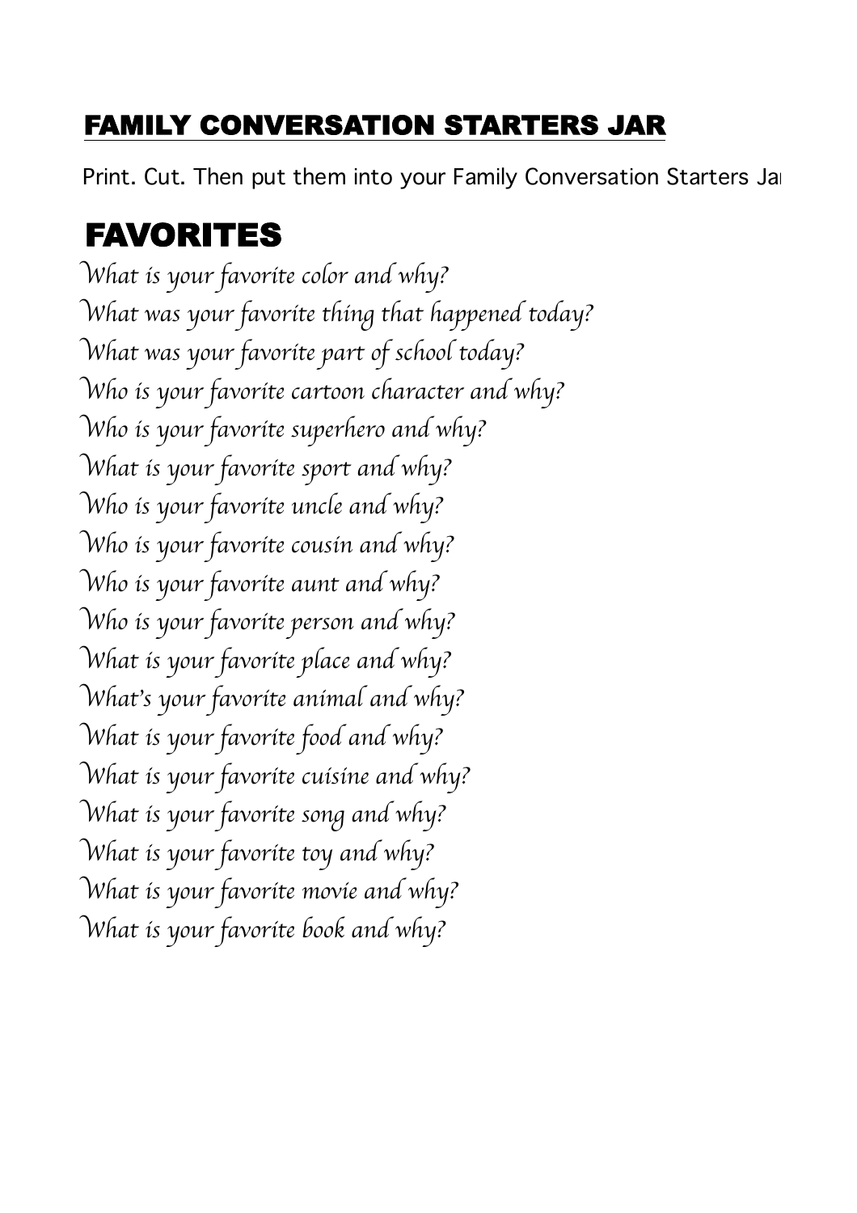## FAMILY CONVERSATION STARTERS JAR

Print. Cut. Then put them into your Family Conversation Starters Jar

# FAVORITES

*What is your favorite color and why?*
*What was your favorite thing that happened today?*
*What was your favorite part of school today?*
*Who is your favorite cartoon character and why?*
*Who is your favorite superhero and why?*
*What is your favorite sport and why?*
*Who is your favorite uncle and why?*
*Who is your favorite cousin and why?*
*Who is your favorite aunt and why?*
*Who is your favorite person and why?*
*What is your favorite place and why?*
*What's your favorite animal and why?*
*What is your favorite food and why?*
*What is your favorite cuisine and why?*
*What is your favorite song and why?*
*What is your favorite toy and why?*
*What is your favorite movie and why?*
*What is your favorite book and why?*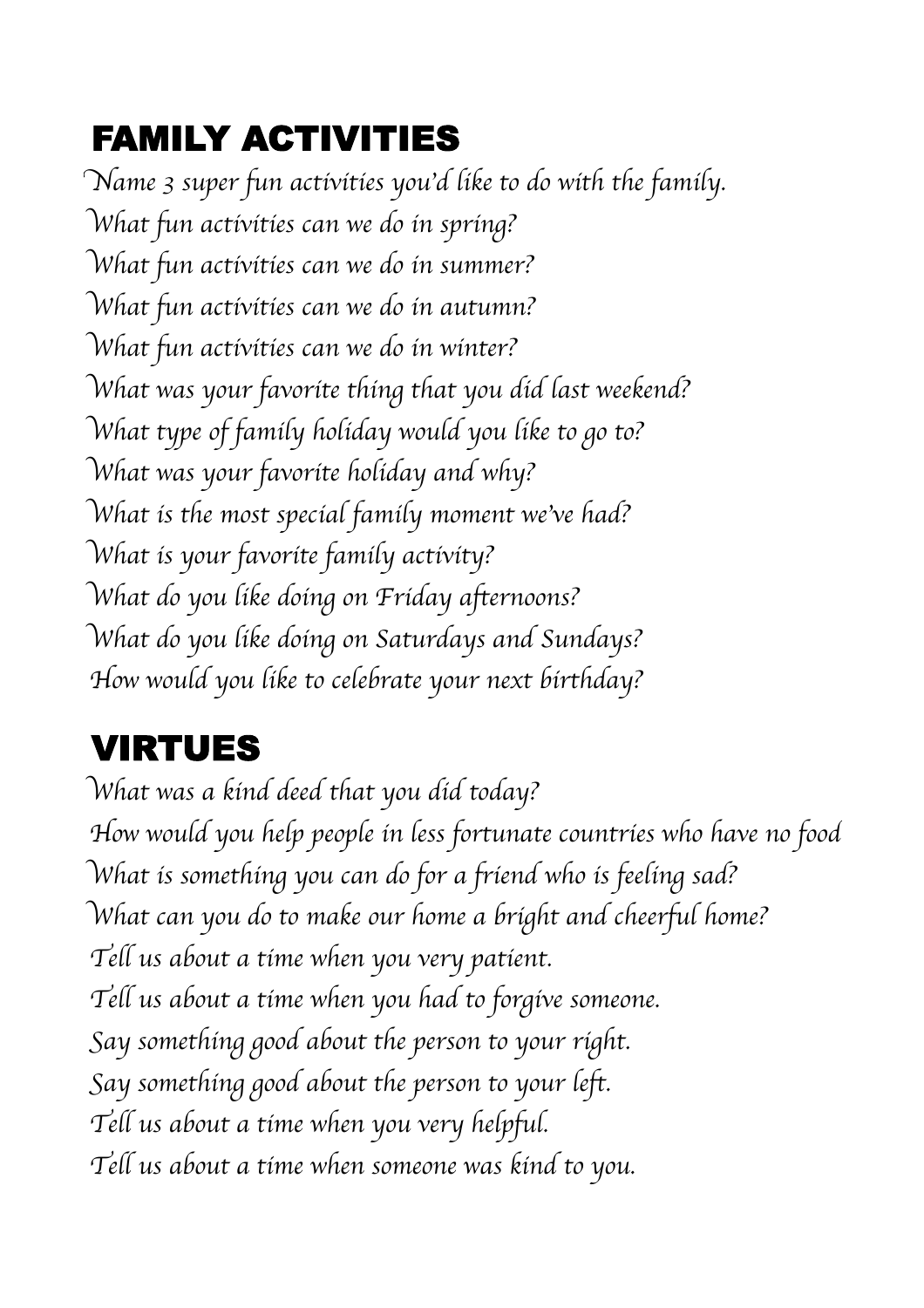## FAMILY ACTIVITIES

*Name 3 super fun activities you'd like to do with the family.*
*What fun activities can we do in spring?*
*What fun activities can we do in summer?*
*What fun activities can we do in autumn?*
*What fun activities can we do in winter?*
*What was your favorite thing that you did last weekend?*
*What type of family holiday would you like to go to?*
*What was your favorite holiday and why?*
*What is the most special family moment we've had?*
*What is your favorite family activity?*
*What do you like doing on Friday afternoons?*
*What do you like doing on Saturdays and Sundays?*
*How would you like to celebrate your next birthday?*

## VIRTUES

*What was a kind deed that you did today?*
*How would you help people in less fortunate countries who have no food*
*What is something you can do for a friend who is feeling sad?*
*What can you do to make our home a bright and cheerful home?*
*Tell us about a time when you very patient.*
*Tell us about a time when you had to forgive someone.*
*Say something good about the person to your right.*
*Say something good about the person to your left.*
*Tell us about a time when you very helpful.*
*Tell us about a time when someone was kind to you.*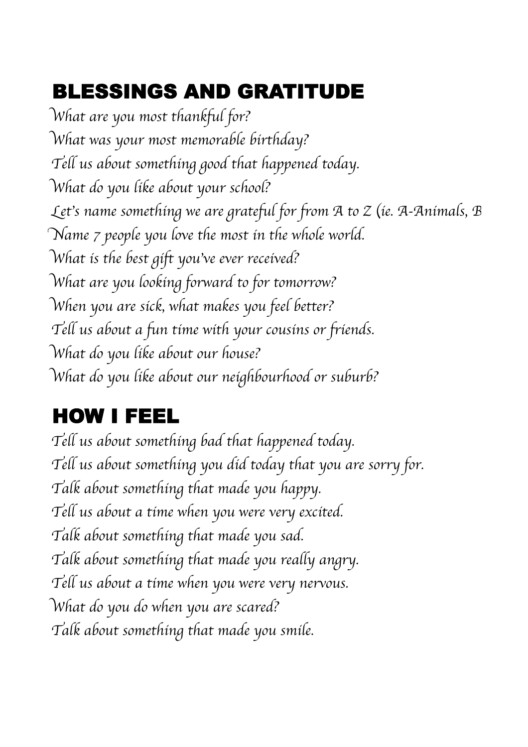## BLESSINGS AND GRATITUDE

What are you most thankful for?
What was your most memorable birthday?
Tell us about something good that happened today.
What do you like about your school?
Let's name something we are grateful for from A to Z (ie. A-Animals, B
Name 7 people you love the most in the whole world.
What is the best gift you've ever received?
What are you looking forward to for tomorrow?
When you are sick, what makes you feel better?
Tell us about a fun time with your cousins or friends.
What do you like about our house?
What do you like about our neighbourhood or suburb?

## HOW I FEEL

Tell us about something bad that happened today.
Tell us about something you did today that you are sorry for.
Talk about something that made you happy.
Tell us about a time when you were very excited.
Talk about something that made you sad.
Talk about something that made you really angry.
Tell us about a time when you were very nervous.
What do you do when you are scared?
Talk about something that made you smile.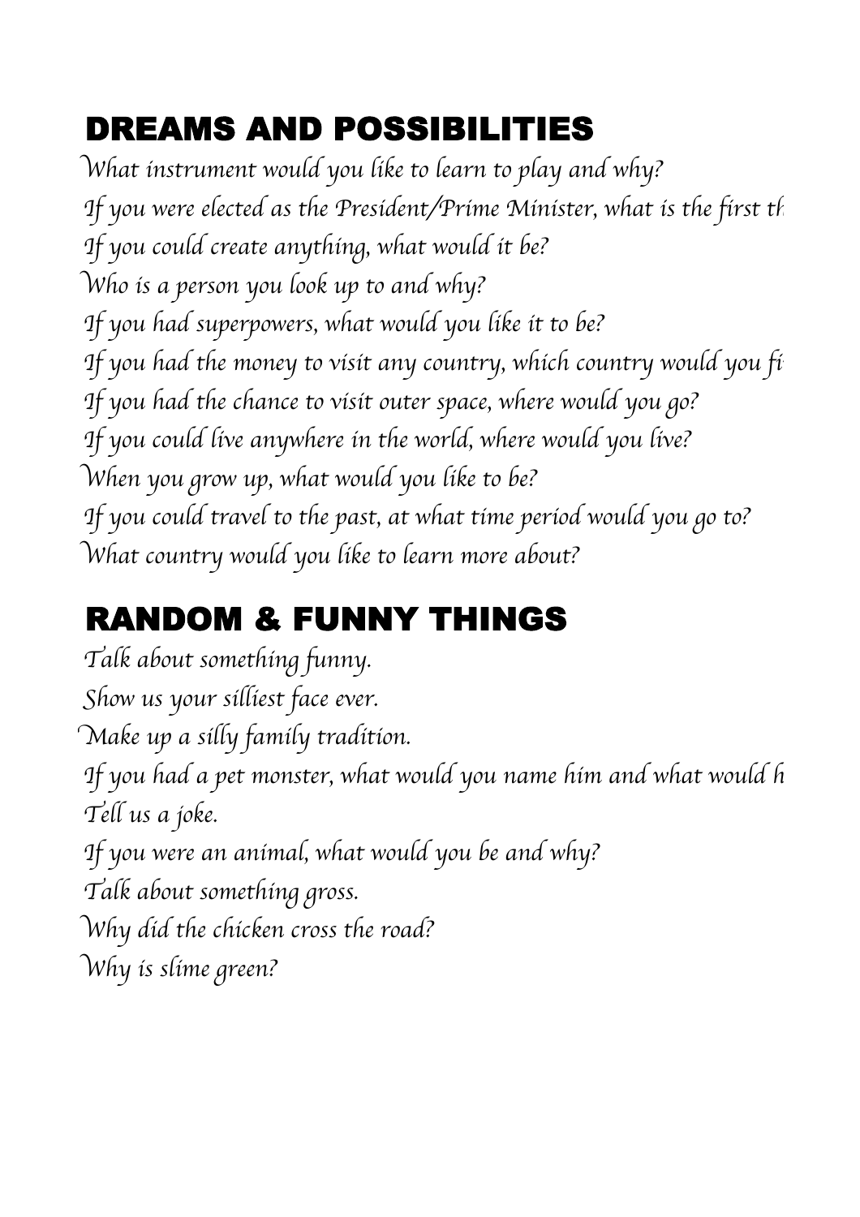## DREAMS AND POSSIBILITIES

*What instrument would you like to learn to play and why?*

*If you were elected as the President/Prime Minister, what is the first th*

*If you could create anything, what would it be?*

*Who is a person you look up to and why?*

*If you had superpowers, what would you like it to be?*

*If you had the money to visit any country, which country would you fi*

*If you had the chance to visit outer space, where would you go?*

*If you could live anywhere in the world, where would you live?*

*When you grow up, what would you like to be?*

*If you could travel to the past, at what time period would you go to?*

*What country would you like to learn more about?*

## RANDOM & FUNNY THINGS

*Talk about something funny.*

*Show us your silliest face ever.*

*Make up a silly family tradition.*

*If you had a pet monster, what would you name him and what would h*

*Tell us a joke.*

*If you were an animal, what would you be and why?*

*Talk about something gross.*

*Why did the chicken cross the road?*

*Why is slime green?*